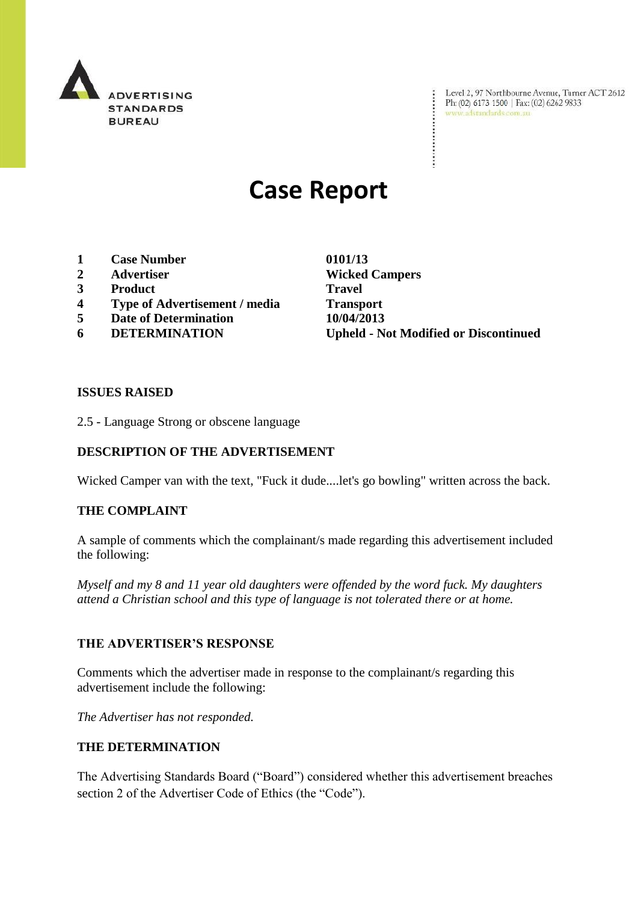ADVERTISING STANDARDS BUREAU

Level 2, 97 Northbourne Avenue, Turner ACT 2612
Ph: (02) 6173 1500 | Fax: (02) 6262 9833
www.adstandards.com.au

# Case Report

| | | |
|---|---|---|
| **1** | **Case Number** | **0101/13** |
| **2** | **Advertiser** | **Wicked Campers** |
| **3** | **Product** | **Travel** |
| **4** | **Type of Advertisement / media** | **Transport** |
| **5** | **Date of Determination** | **10/04/2013** |
| **6** | **DETERMINATION** | **Upheld - Not Modified or Discontinued** |

### ISSUES RAISED

2.5 - Language Strong or obscene language

### DESCRIPTION OF THE ADVERTISEMENT

Wicked Camper van with the text, "Fuck it dude....let's go bowling" written across the back.

### THE COMPLAINT

A sample of comments which the complainant/s made regarding this advertisement included the following:

*Myself and my 8 and 11 year old daughters were offended by the word fuck. My daughters attend a Christian school and this type of language is not tolerated there or at home.*

### THE ADVERTISER'S RESPONSE

Comments which the advertiser made in response to the complainant/s regarding this advertisement include the following:

*The Advertiser has not responded.*

### THE DETERMINATION

The Advertising Standards Board ("Board") considered whether this advertisement breaches section 2 of the Advertiser Code of Ethics (the "Code").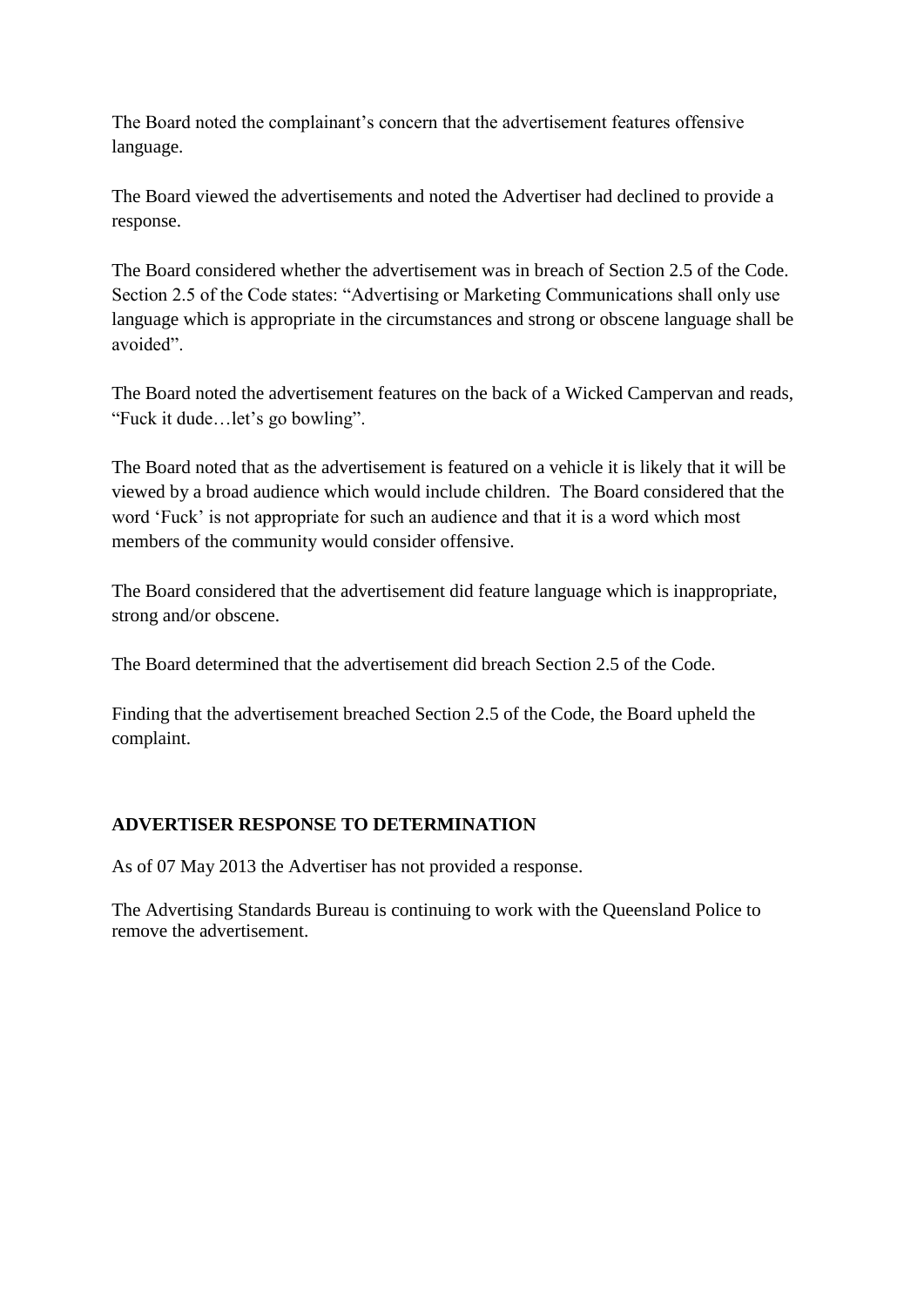The Board noted the complainant's concern that the advertisement features offensive language.

The Board viewed the advertisements and noted the Advertiser had declined to provide a response.

The Board considered whether the advertisement was in breach of Section 2.5 of the Code. Section 2.5 of the Code states: "Advertising or Marketing Communications shall only use language which is appropriate in the circumstances and strong or obscene language shall be avoided".

The Board noted the advertisement features on the back of a Wicked Campervan and reads, "Fuck it dude…let's go bowling".

The Board noted that as the advertisement is featured on a vehicle it is likely that it will be viewed by a broad audience which would include children. The Board considered that the word 'Fuck' is not appropriate for such an audience and that it is a word which most members of the community would consider offensive.

The Board considered that the advertisement did feature language which is inappropriate, strong and/or obscene.

The Board determined that the advertisement did breach Section 2.5 of the Code.

Finding that the advertisement breached Section 2.5 of the Code, the Board upheld the complaint.

**ADVERTISER RESPONSE TO DETERMINATION**

As of 07 May 2013 the Advertiser has not provided a response.

The Advertising Standards Bureau is continuing to work with the Queensland Police to remove the advertisement.